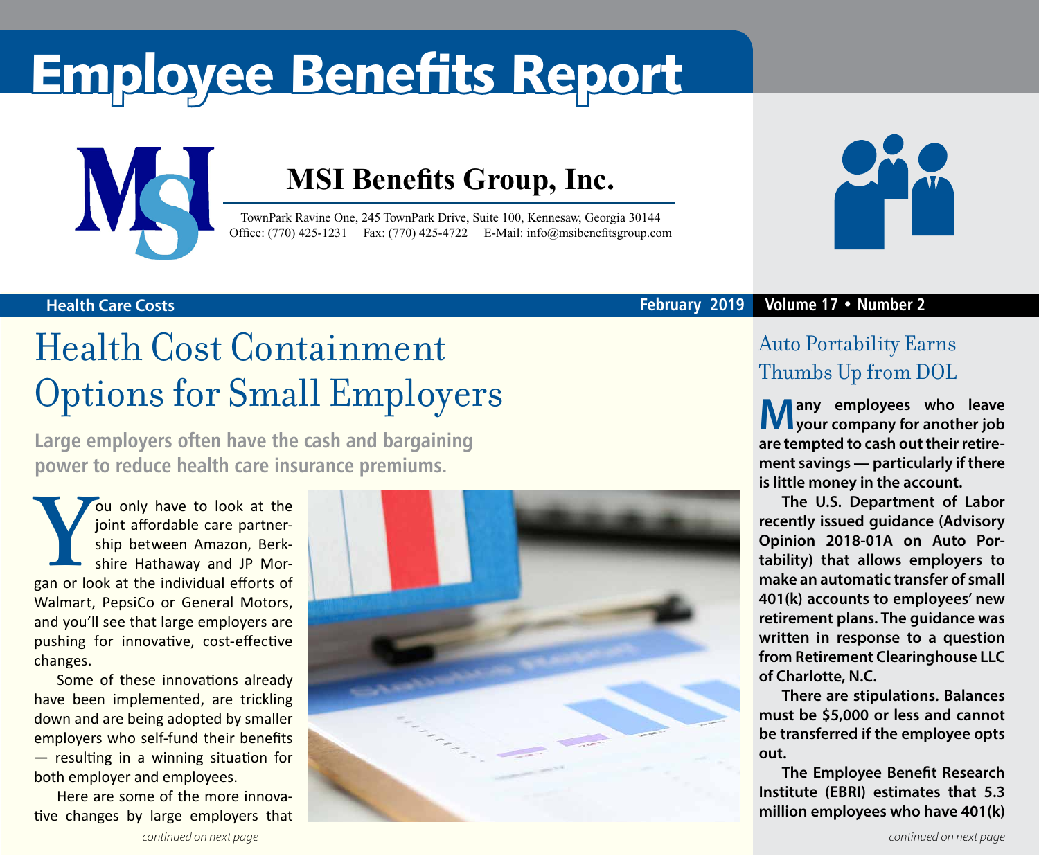# Employee Benefits Report

## MSI Benefits Group, Inc.

TownPark Ravine One, 245 TownPark Drive, Suite 100, Kennesaw, Georgia 30144
Office: (770) 425-1231 Fax: (770) 425-4722 E-Mail: info@msibenefitsgroup.com

**Health Care Costs** — February 2019 — Volume 17 • Number 2

# Health Cost Containment Options for Small Employers

**Large employers often have the cash and bargaining power to reduce health care insurance premiums.**

You only have to look at the joint affordable care partnership between Amazon, Berkshire Hathaway and JP Morgan or look at the individual efforts of Walmart, PepsiCo or General Motors, and you'll see that large employers are pushing for innovative, cost-effective changes.

Some of these innovations already have been implemented, are trickling down and are being adopted by smaller employers who self-fund their benefits — resulting in a winning situation for both employer and employees.

Here are some of the more innovative changes by large employers that

*continued on next page*

# Auto Portability Earns Thumbs Up from DOL

**Many employees who leave your company for another job are tempted to cash out their retirement savings — particularly if there is little money in the account.**

**The U.S. Department of Labor recently issued guidance (Advisory Opinion 2018-01A on Auto Portability) that allows employers to make an automatic transfer of small 401(k) accounts to employees' new retirement plans. The guidance was written in response to a question from Retirement Clearinghouse LLC of Charlotte, N.C.**

**There are stipulations. Balances must be $5,000 or less and cannot be transferred if the employee opts out.**

**The Employee Benefit Research Institute (EBRI) estimates that 5.3 million employees who have 401(k)**

*continued on next page*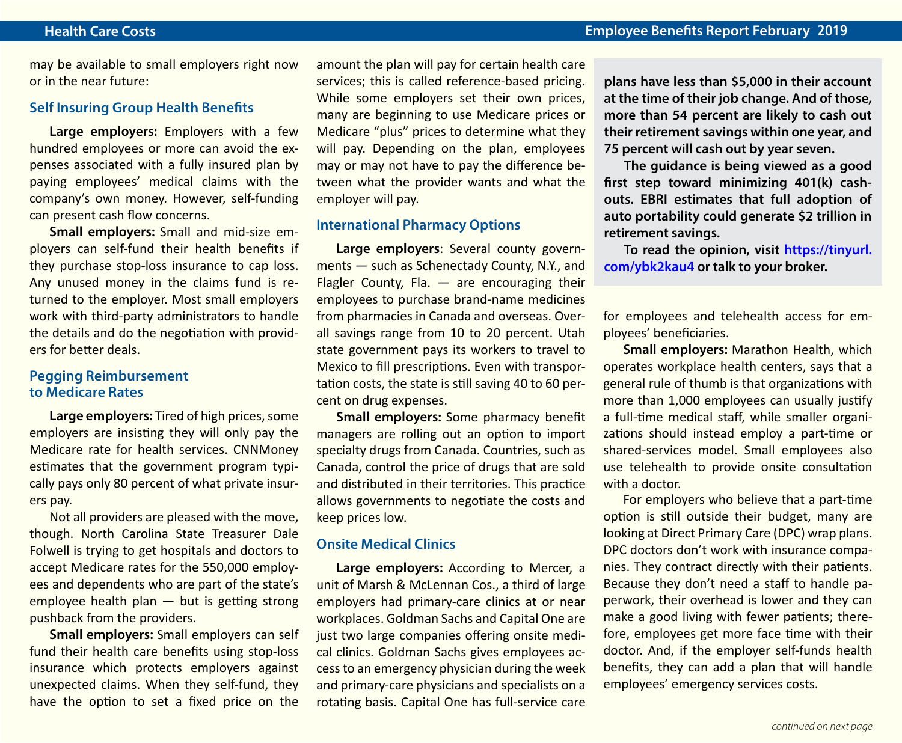may be available to small employers right now or in the near future:

### Self Insuring Group Health Benefits

**Large employers:** Employers with a few hundred employees or more can avoid the expenses associated with a fully insured plan by paying employees' medical claims with the company's own money. However, self-funding can present cash flow concerns.

**Small employers:** Small and mid-size employers can self-fund their health benefits if they purchase stop-loss insurance to cap loss. Any unused money in the claims fund is returned to the employer. Most small employers work with third-party administrators to handle the details and do the negotiation with providers for better deals.

### Pegging Reimbursement to Medicare Rates

**Large employers:** Tired of high prices, some employers are insisting they will only pay the Medicare rate for health services. CNNMoney estimates that the government program typically pays only 80 percent of what private insurers pay.

Not all providers are pleased with the move, though. North Carolina State Treasurer Dale Folwell is trying to get hospitals and doctors to accept Medicare rates for the 550,000 employees and dependents who are part of the state's employee health plan — but is getting strong pushback from the providers.

**Small employers:** Small employers can self fund their health care benefits using stop-loss insurance which protects employers against unexpected claims. When they self-fund, they have the option to set a fixed price on the amount the plan will pay for certain health care services; this is called reference-based pricing. While some employers set their own prices, many are beginning to use Medicare prices or Medicare "plus" prices to determine what they will pay. Depending on the plan, employees may or may not have to pay the difference between what the provider wants and what the employer will pay.

### International Pharmacy Options

**Large employers**: Several county governments — such as Schenectady County, N.Y., and Flagler County, Fla. — are encouraging their employees to purchase brand-name medicines from pharmacies in Canada and overseas. Overall savings range from 10 to 20 percent. Utah state government pays its workers to travel to Mexico to fill prescriptions. Even with transportation costs, the state is still saving 40 to 60 percent on drug expenses.

**Small employers:** Some pharmacy benefit managers are rolling out an option to import specialty drugs from Canada. Countries, such as Canada, control the price of drugs that are sold and distributed in their territories. This practice allows governments to negotiate the costs and keep prices low.

### Onsite Medical Clinics

**Large employers:** According to Mercer, a unit of Marsh & McLennan Cos., a third of large employers had primary-care clinics at or near workplaces. Goldman Sachs and Capital One are just two large companies offering onsite medical clinics. Goldman Sachs gives employees access to an emergency physician during the week and primary-care physicians and specialists on a rotating basis. Capital One has full-service care for employees and telehealth access for employees' beneficiaries.

**Small employers:** Marathon Health, which operates workplace health centers, says that a general rule of thumb is that organizations with more than 1,000 employees can usually justify a full-time medical staff, while smaller organizations should instead employ a part-time or shared-services model. Small employees also use telehealth to provide onsite consultation with a doctor.

For employers who believe that a part-time option is still outside their budget, many are looking at Direct Primary Care (DPC) wrap plans. DPC doctors don't work with insurance companies. They contract directly with their patients. Because they don't need a staff to handle paperwork, their overhead is lower and they can make a good living with fewer patients; therefore, employees get more face time with their doctor. And, if the employer self-funds health benefits, they can add a plan that will handle employees' emergency services costs.

*continued on next page*

---

**plans have less than $5,000 in their account at the time of their job change. And of those, more than 54 percent are likely to cash out their retirement savings within one year, and 75 percent will cash out by year seven.**

**The guidance is being viewed as a good first step toward minimizing 401(k) cash-outs. EBRI estimates that full adoption of auto portability could generate $2 trillion in retirement savings.**

**To read the opinion, visit https://tinyurl.com/ybk2kau4 or talk to your broker.**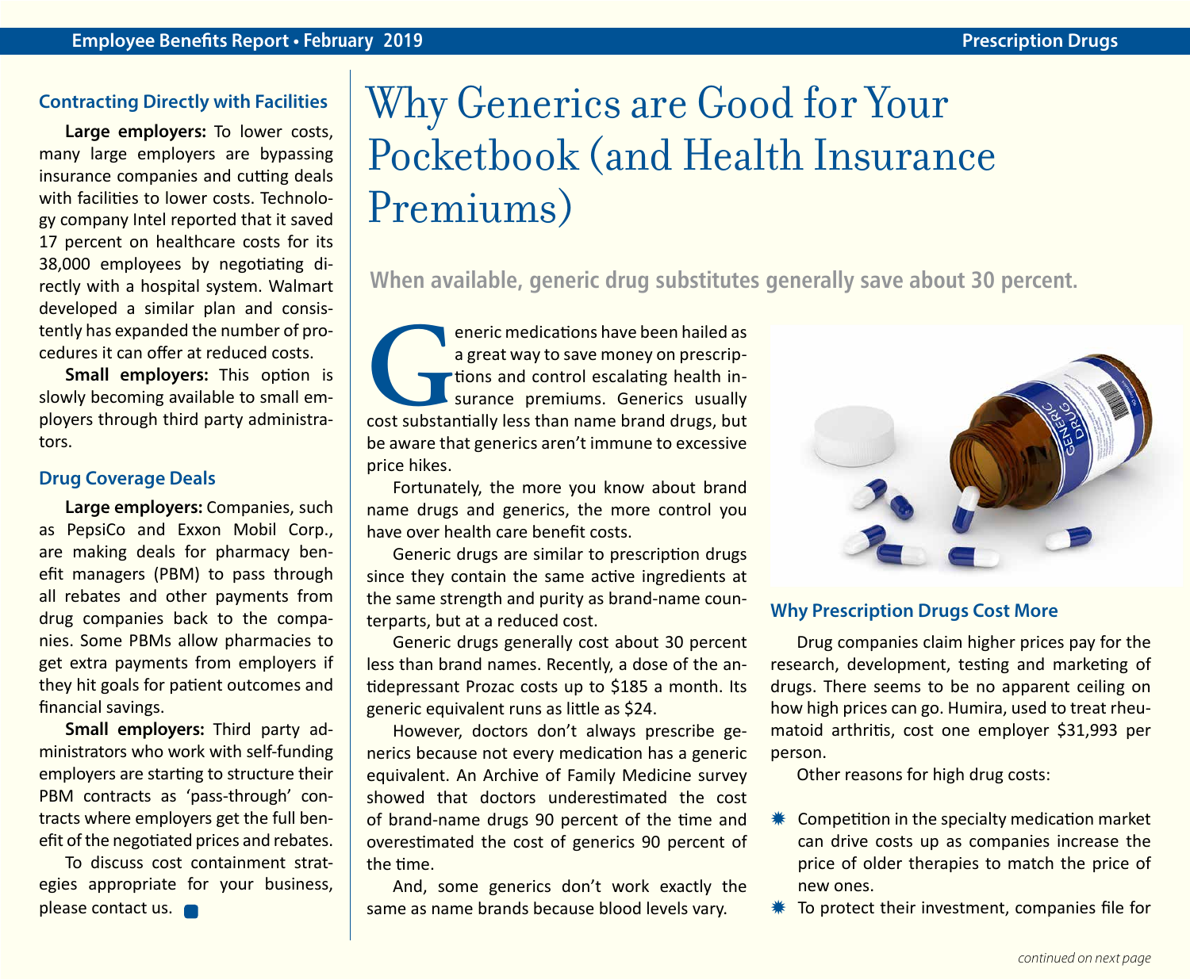### Contracting Directly with Facilities

**Large employers:** To lower costs, many large employers are bypassing insurance companies and cutting deals with facilities to lower costs. Technology company Intel reported that it saved 17 percent on healthcare costs for its 38,000 employees by negotiating directly with a hospital system. Walmart developed a similar plan and consistently has expanded the number of procedures it can offer at reduced costs.

**Small employers:** This option is slowly becoming available to small employers through third party administrators.

### Drug Coverage Deals

**Large employers:** Companies, such as PepsiCo and Exxon Mobil Corp., are making deals for pharmacy benefit managers (PBM) to pass through all rebates and other payments from drug companies back to the companies. Some PBMs allow pharmacies to get extra payments from employers if they hit goals for patient outcomes and financial savings.

**Small employers:** Third party administrators who work with self-funding employers are starting to structure their PBM contracts as 'pass-through' contracts where employers get the full benefit of the negotiated prices and rebates.

To discuss cost containment strategies appropriate for your business, please contact us.

# Why Generics are Good for Your Pocketbook (and Health Insurance Premiums)

**When available, generic drug substitutes generally save about 30 percent.**

Generic medications have been hailed as a great way to save money on prescriptions and control escalating health insurance premiums. Generics usually cost substantially less than name brand drugs, but be aware that generics aren't immune to excessive price hikes.

Fortunately, the more you know about brand name drugs and generics, the more control you have over health care benefit costs.

Generic drugs are similar to prescription drugs since they contain the same active ingredients at the same strength and purity as brand-name counterparts, but at a reduced cost.

Generic drugs generally cost about 30 percent less than brand names. Recently, a dose of the antidepressant Prozac costs up to $185 a month. Its generic equivalent runs as little as $24.

However, doctors don't always prescribe generics because not every medication has a generic equivalent. An Archive of Family Medicine survey showed that doctors underestimated the cost of brand-name drugs 90 percent of the time and overestimated the cost of generics 90 percent of the time.

And, some generics don't work exactly the same as name brands because blood levels vary.

### Why Prescription Drugs Cost More

Drug companies claim higher prices pay for the research, development, testing and marketing of drugs. There seems to be no apparent ceiling on how high prices can go. Humira, used to treat rheumatoid arthritis, cost one employer $31,993 per person.

Other reasons for high drug costs:

- Competition in the specialty medication market can drive costs up as companies increase the price of older therapies to match the price of new ones.
- To protect their investment, companies file for

*continued on next page*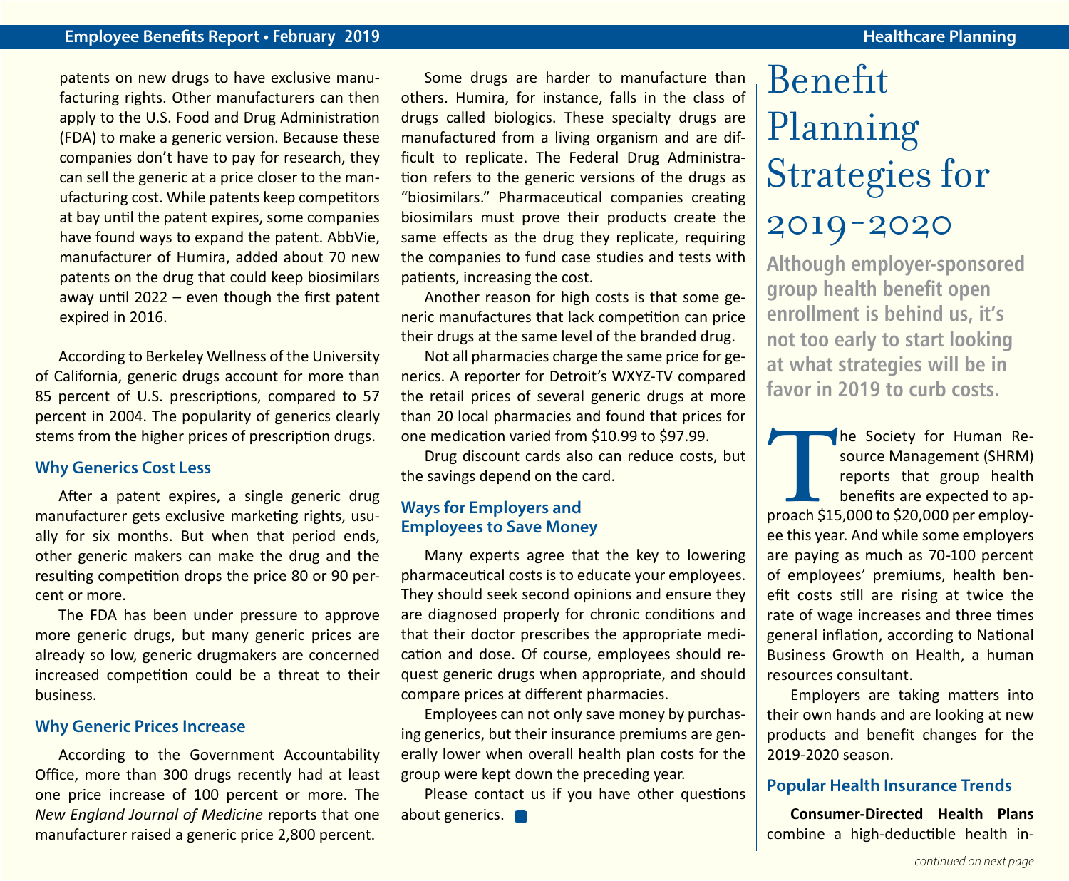patents on new drugs to have exclusive manufacturing rights. Other manufacturers can then apply to the U.S. Food and Drug Administration (FDA) to make a generic version. Because these companies don't have to pay for research, they can sell the generic at a price closer to the manufacturing cost. While patents keep competitors at bay until the patent expires, some companies have found ways to expand the patent. AbbVie, manufacturer of Humira, added about 70 new patents on the drug that could keep biosimilars away until 2022 – even though the first patent expired in 2016.

According to Berkeley Wellness of the University of California, generic drugs account for more than 85 percent of U.S. prescriptions, compared to 57 percent in 2004. The popularity of generics clearly stems from the higher prices of prescription drugs.

### Why Generics Cost Less

After a patent expires, a single generic drug manufacturer gets exclusive marketing rights, usually for six months. But when that period ends, other generic makers can make the drug and the resulting competition drops the price 80 or 90 percent or more.

The FDA has been under pressure to approve more generic drugs, but many generic prices are already so low, generic drugmakers are concerned increased competition could be a threat to their business.

### Why Generic Prices Increase

According to the Government Accountability Office, more than 300 drugs recently had at least one price increase of 100 percent or more. The *New England Journal of Medicine* reports that one manufacturer raised a generic price 2,800 percent.

Some drugs are harder to manufacture than others. Humira, for instance, falls in the class of drugs called biologics. These specialty drugs are manufactured from a living organism and are difficult to replicate. The Federal Drug Administration refers to the generic versions of the drugs as "biosimilars." Pharmaceutical companies creating biosimilars must prove their products create the same effects as the drug they replicate, requiring the companies to fund case studies and tests with patients, increasing the cost.

Another reason for high costs is that some generic manufactures that lack competition can price their drugs at the same level of the branded drug.

Not all pharmacies charge the same price for generics. A reporter for Detroit's WXYZ-TV compared the retail prices of several generic drugs at more than 20 local pharmacies and found that prices for one medication varied from $10.99 to $97.99.

Drug discount cards also can reduce costs, but the savings depend on the card.

### Ways for Employers and Employees to Save Money

Many experts agree that the key to lowering pharmaceutical costs is to educate your employees. They should seek second opinions and ensure they are diagnosed properly for chronic conditions and that their doctor prescribes the appropriate medication and dose. Of course, employees should request generic drugs when appropriate, and should compare prices at different pharmacies.

Employees can not only save money by purchasing generics, but their insurance premiums are generally lower when overall health plan costs for the group were kept down the preceding year.

Please contact us if you have other questions about generics.

# Benefit Planning Strategies for 2019-2020

**Although employer-sponsored group health benefit open enrollment is behind us, it's not too early to start looking at what strategies will be in favor in 2019 to curb costs.**

The Society for Human Resource Management (SHRM) reports that group health benefits are expected to approach $15,000 to $20,000 per employee this year. And while some employers are paying as much as 70-100 percent of employees' premiums, health benefit costs still are rising at twice the rate of wage increases and three times general inflation, according to National Business Growth on Health, a human resources consultant.

Employers are taking matters into their own hands and are looking at new products and benefit changes for the 2019-2020 season.

### Popular Health Insurance Trends

**Consumer-Directed Health Plans** combine a high-deductible health in-

*continued on next page*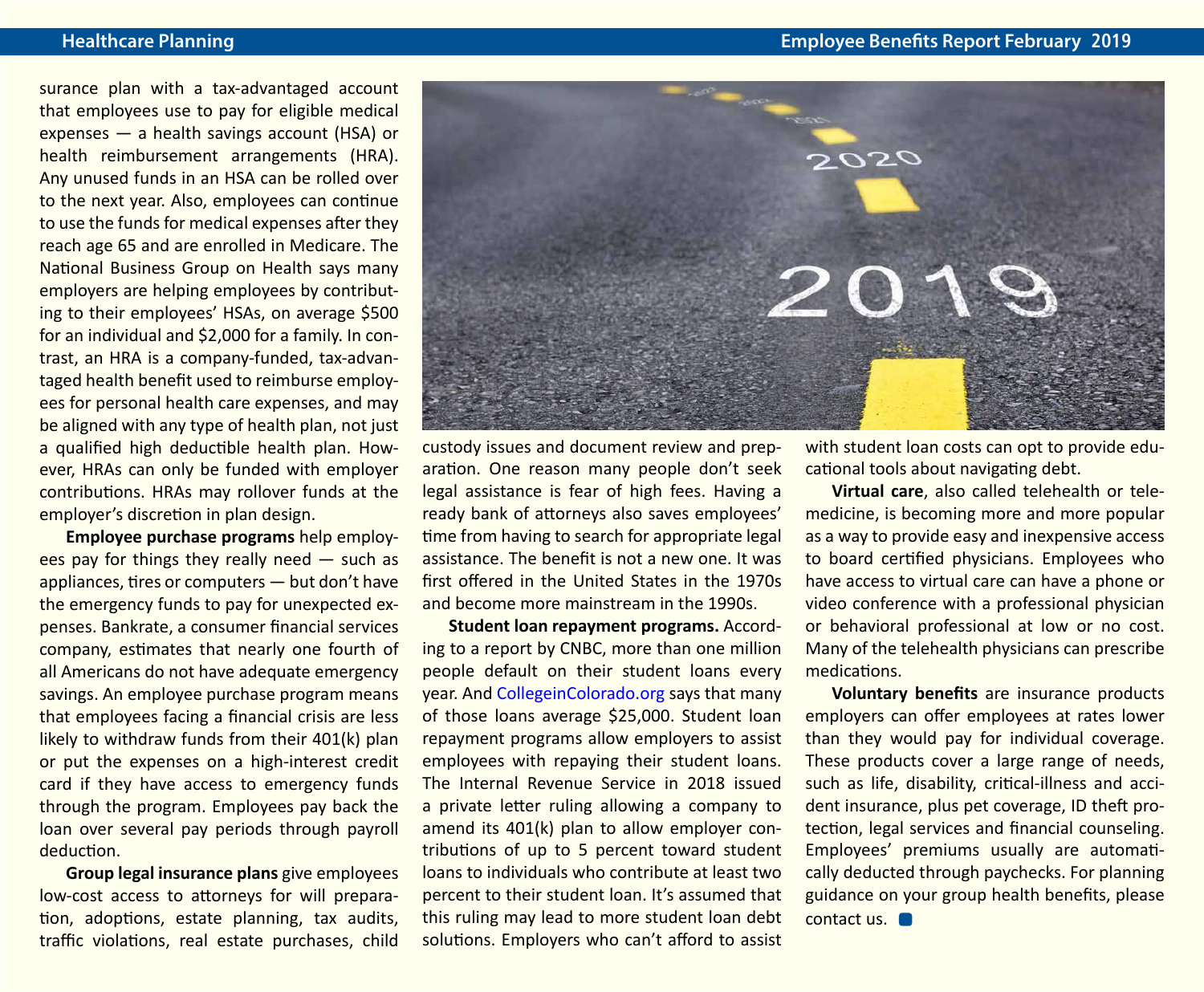surance plan with a tax-advantaged account that employees use to pay for eligible medical expenses — a health savings account (HSA) or health reimbursement arrangements (HRA). Any unused funds in an HSA can be rolled over to the next year. Also, employees can continue to use the funds for medical expenses after they reach age 65 and are enrolled in Medicare. The National Business Group on Health says many employers are helping employees by contributing to their employees' HSAs, on average $500 for an individual and $2,000 for a family. In contrast, an HRA is a company-funded, tax-advantaged health benefit used to reimburse employees for personal health care expenses, and may be aligned with any type of health plan, not just a qualified high deductible health plan. However, HRAs can only be funded with employer contributions. HRAs may rollover funds at the employer's discretion in plan design.

**Employee purchase programs** help employees pay for things they really need — such as appliances, tires or computers — but don't have the emergency funds to pay for unexpected expenses. Bankrate, a consumer financial services company, estimates that nearly one fourth of all Americans do not have adequate emergency savings. An employee purchase program means that employees facing a financial crisis are less likely to withdraw funds from their 401(k) plan or put the expenses on a high-interest credit card if they have access to emergency funds through the program. Employees pay back the loan over several pay periods through payroll deduction.

**Group legal insurance plans** give employees low-cost access to attorneys for will preparation, adoptions, estate planning, tax audits, traffic violations, real estate purchases, child custody issues and document review and preparation. One reason many people don't seek legal assistance is fear of high fees. Having a ready bank of attorneys also saves employees' time from having to search for appropriate legal assistance. The benefit is not a new one. It was first offered in the United States in the 1970s and become more mainstream in the 1990s.

**Student loan repayment programs.** According to a report by CNBC, more than one million people default on their student loans every year. And CollegeinColorado.org says that many of those loans average $25,000. Student loan repayment programs allow employers to assist employees with repaying their student loans. The Internal Revenue Service in 2018 issued a private letter ruling allowing a company to amend its 401(k) plan to allow employer contributions of up to 5 percent toward student loans to individuals who contribute at least two percent to their student loan. It's assumed that this ruling may lead to more student loan debt solutions. Employers who can't afford to assist with student loan costs can opt to provide educational tools about navigating debt.

**Virtual care**, also called telehealth or telemedicine, is becoming more and more popular as a way to provide easy and inexpensive access to board certified physicians. Employees who have access to virtual care can have a phone or video conference with a professional physician or behavioral professional at low or no cost. Many of the telehealth physicians can prescribe medications.

**Voluntary benefits** are insurance products employers can offer employees at rates lower than they would pay for individual coverage. These products cover a large range of needs, such as life, disability, critical-illness and accident insurance, plus pet coverage, ID theft protection, legal services and financial counseling. Employees' premiums usually are automatically deducted through paychecks. For planning guidance on your group health benefits, please contact us.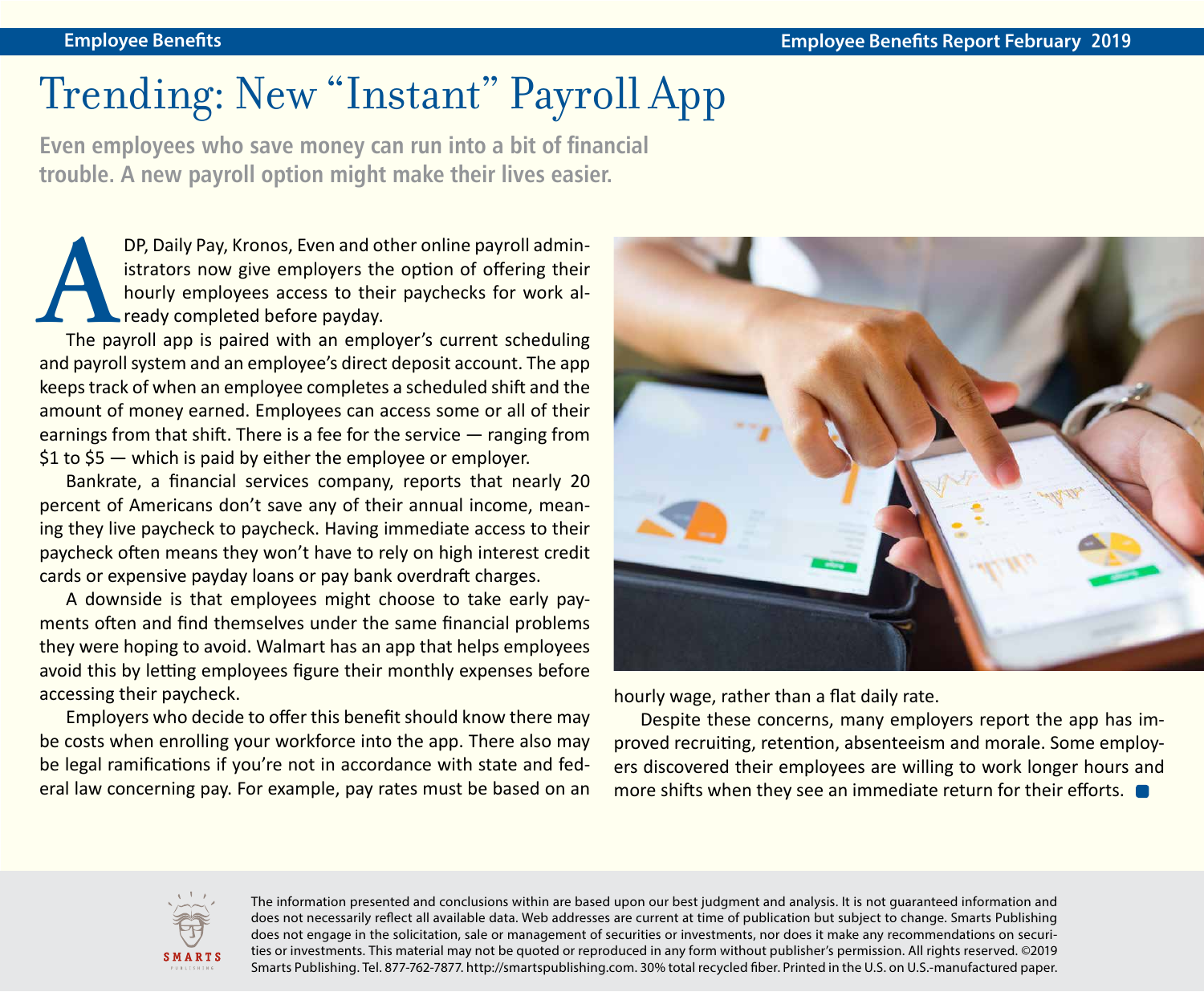# Trending: New "Instant" Payroll App

**Even employees who save money can run into a bit of financial trouble. A new payroll option might make their lives easier.**

ADP, Daily Pay, Kronos, Even and other online payroll administrators now give employers the option of offering their hourly employees access to their paychecks for work already completed before payday.

The payroll app is paired with an employer's current scheduling and payroll system and an employee's direct deposit account. The app keeps track of when an employee completes a scheduled shift and the amount of money earned. Employees can access some or all of their earnings from that shift. There is a fee for the service — ranging from $1 to $5 — which is paid by either the employee or employer.

Bankrate, a financial services company, reports that nearly 20 percent of Americans don't save any of their annual income, meaning they live paycheck to paycheck. Having immediate access to their paycheck often means they won't have to rely on high interest credit cards or expensive payday loans or pay bank overdraft charges.

A downside is that employees might choose to take early payments often and find themselves under the same financial problems they were hoping to avoid. Walmart has an app that helps employees avoid this by letting employees figure their monthly expenses before accessing their paycheck.

Employers who decide to offer this benefit should know there may be costs when enrolling your workforce into the app. There also may be legal ramifications if you're not in accordance with state and federal law concerning pay. For example, pay rates must be based on an hourly wage, rather than a flat daily rate.

Despite these concerns, many employers report the app has improved recruiting, retention, absenteeism and morale. Some employers discovered their employees are willing to work longer hours and more shifts when they see an immediate return for their efforts.

The information presented and conclusions within are based upon our best judgment and analysis. It is not guaranteed information and does not necessarily reflect all available data. Web addresses are current at time of publication but subject to change. Smarts Publishing does not engage in the solicitation, sale or management of securities or investments, nor does it make any recommendations on securities or investments. This material may not be quoted or reproduced in any form without publisher's permission. All rights reserved. ©2019 Smarts Publishing. Tel. 877-762-7877. http://smartspublishing.com. 30% total recycled fiber. Printed in the U.S. on U.S.-manufactured paper.